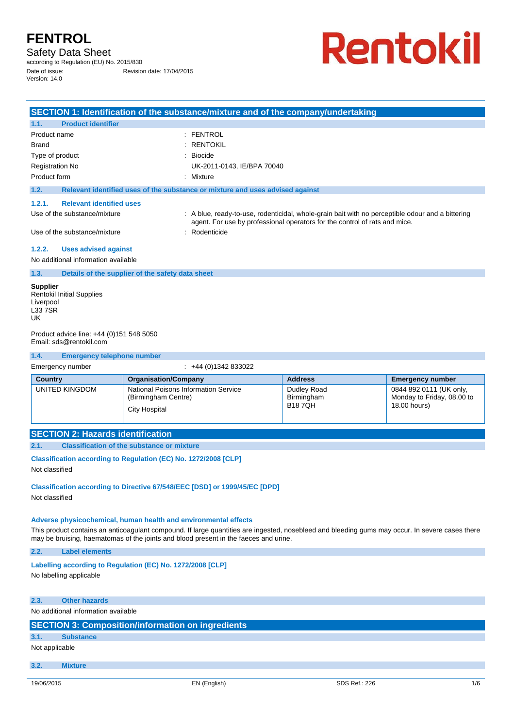# FENTROL

Safety Data Sheet

according to Regulation (EU) No. 2015/830

Date of issue: Revision date: 17/04/2015

Version: 14.0

Rentokil

## SECTION 1: Identification of the substance/mixture and of the company/undertaking

### 1.1. Product identifier

| | |
|---|---|
| Product name | : FENTROL |
| Brand | : RENTOKIL |
| Type of product | : Biocide |
| Registration No | UK-2011-0143, IE/BPA 70040 |
| Product form | : Mixture |

### 1.2. Relevant identified uses of the substance or mixture and uses advised against

#### 1.2.1. Relevant identified uses

| | |
|---|---|
| Use of the substance/mixture | : A blue, ready-to-use, rodenticidal, whole-grain bait with no perceptible odour and a bittering agent. For use by professional operators for the control of rats and mice. |
| Use of the substance/mixture | : Rodenticide |

#### 1.2.2. Uses advised against

No additional information available

### 1.3. Details of the supplier of the safety data sheet

**Supplier**
Rentokil Initial Supplies
Liverpool
L33 7SR
UK

Product advice line: +44 (0)151 548 5050
Email: sds@rentokil.com

### 1.4. Emergency telephone number

Emergency number : +44 (0)1342 833022

| Country | Organisation/Company | Address | Emergency number |
|---|---|---|---|
| UNITED KINGDOM | National Poisons Information Service (Birmingham Centre)<br>City Hospital | Dudley Road<br>Birmingham<br>B18 7QH | 0844 892 0111 (UK only, Monday to Friday, 08.00 to 18.00 hours) |

## SECTION 2: Hazards identification

### 2.1. Classification of the substance or mixture

**Classification according to Regulation (EC) No. 1272/2008 [CLP]**

Not classified

**Classification according to Directive 67/548/EEC [DSD] or 1999/45/EC [DPD]**

Not classified

**Adverse physicochemical, human health and environmental effects**

This product contains an anticoagulant compound. If large quantities are ingested, nosebleed and bleeding gums may occur. In severe cases there may be bruising, haematomas of the joints and blood present in the faeces and urine.

### 2.2. Label elements

**Labelling according to Regulation (EC) No. 1272/2008 [CLP]**

No labelling applicable

### 2.3. Other hazards

No additional information available

## SECTION 3: Composition/information on ingredients

### 3.1. Substance

Not applicable

### 3.2. Mixture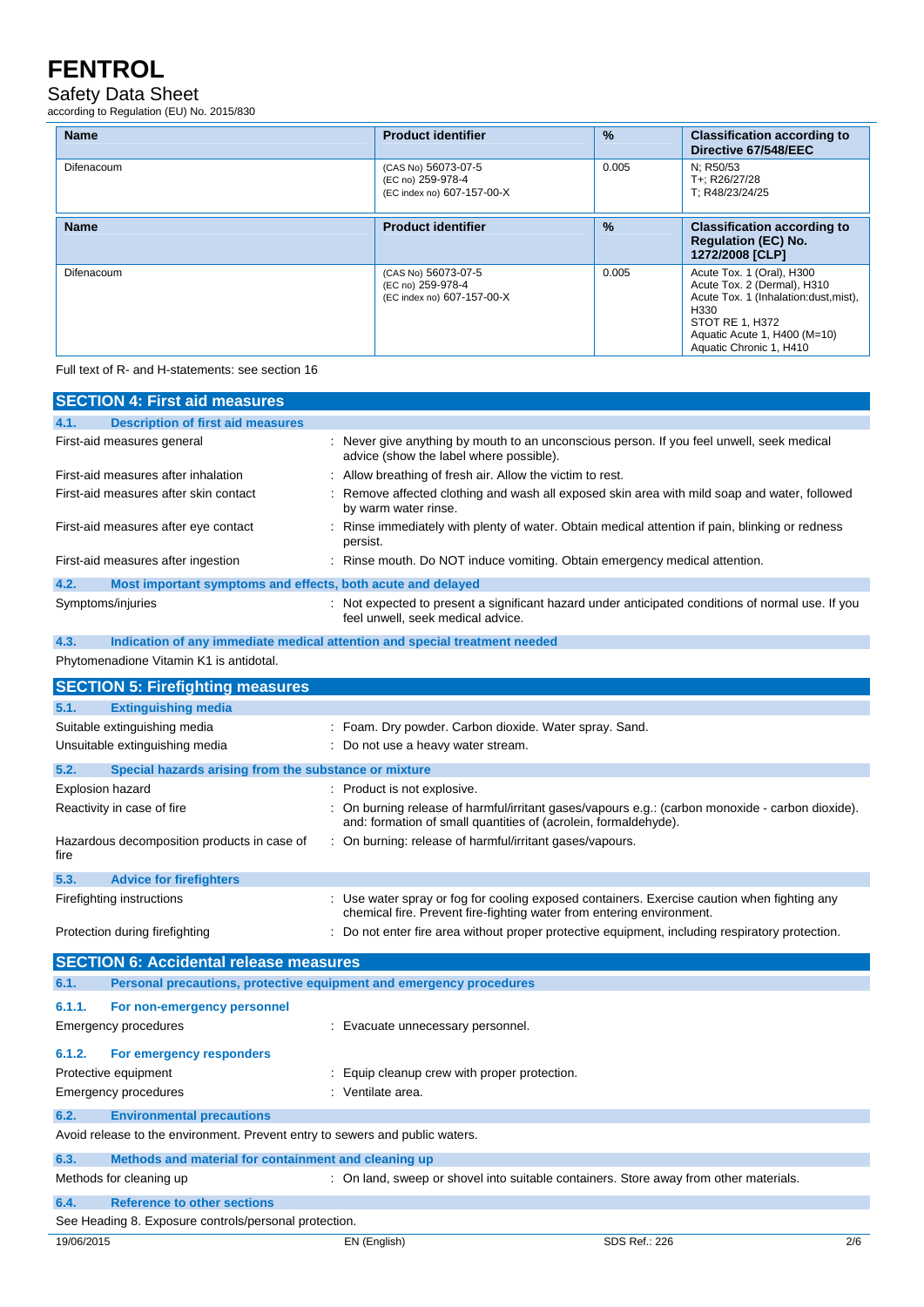| Name | Product identifier | % | Classification according to Directive 67/548/EEC |
|---|---|---|---|
| Difenacoum | (CAS No) 56073-07-5<br>(EC no) 259-978-4<br>(EC index no) 607-157-00-X | 0.005 | N; R50/53<br>T+; R26/27/28<br>T; R48/23/24/25 |

| Name | Product identifier | % | Classification according to Regulation (EC) No. 1272/2008 [CLP] |
|---|---|---|---|
| Difenacoum | (CAS No) 56073-07-5<br>(EC no) 259-978-4<br>(EC index no) 607-157-00-X | 0.005 | Acute Tox. 1 (Oral), H300<br>Acute Tox. 2 (Dermal), H310<br>Acute Tox. 1 (Inhalation:dust,mist), H330<br>STOT RE 1, H372<br>Aquatic Acute 1, H400 (M=10)<br>Aquatic Chronic 1, H410 |

Full text of R- and H-statements: see section 16

## SECTION 4: First aid measures

### 4.1. Description of first aid measures

First-aid measures general : Never give anything by mouth to an unconscious person. If you feel unwell, seek medical advice (show the label where possible).

First-aid measures after inhalation : Allow breathing of fresh air. Allow the victim to rest.

First-aid measures after skin contact : Remove affected clothing and wash all exposed skin area with mild soap and water, followed by warm water rinse.

First-aid measures after eye contact : Rinse immediately with plenty of water. Obtain medical attention if pain, blinking or redness persist.

First-aid measures after ingestion : Rinse mouth. Do NOT induce vomiting. Obtain emergency medical attention.

### 4.2. Most important symptoms and effects, both acute and delayed

Symptoms/injuries : Not expected to present a significant hazard under anticipated conditions of normal use. If you feel unwell, seek medical advice.

### 4.3. Indication of any immediate medical attention and special treatment needed

Phytomenadione Vitamin K1 is antidotal.

## SECTION 5: Firefighting measures

### 5.1. Extinguishing media

Suitable extinguishing media : Foam. Dry powder. Carbon dioxide. Water spray. Sand.

Unsuitable extinguishing media : Do not use a heavy water stream.

### 5.2. Special hazards arising from the substance or mixture

Explosion hazard : Product is not explosive.

Reactivity in case of fire : On burning release of harmful/irritant gases/vapours e.g.: (carbon monoxide - carbon dioxide). and: formation of small quantities of (acrolein, formaldehyde).

Hazardous decomposition products in case of fire : On burning: release of harmful/irritant gases/vapours.

### 5.3. Advice for firefighters

Firefighting instructions : Use water spray or fog for cooling exposed containers. Exercise caution when fighting any chemical fire. Prevent fire-fighting water from entering environment.

Protection during firefighting : Do not enter fire area without proper protective equipment, including respiratory protection.

## SECTION 6: Accidental release measures

### 6.1. Personal precautions, protective equipment and emergency procedures

#### 6.1.1. For non-emergency personnel

Emergency procedures : Evacuate unnecessary personnel.

#### 6.1.2. For emergency responders

Protective equipment : Equip cleanup crew with proper protection.

Emergency procedures : Ventilate area.

### 6.2. Environmental precautions

Avoid release to the environment. Prevent entry to sewers and public waters.

### 6.3. Methods and material for containment and cleaning up

Methods for cleaning up : On land, sweep or shovel into suitable containers. Store away from other materials.

### 6.4. Reference to other sections

See Heading 8. Exposure controls/personal protection.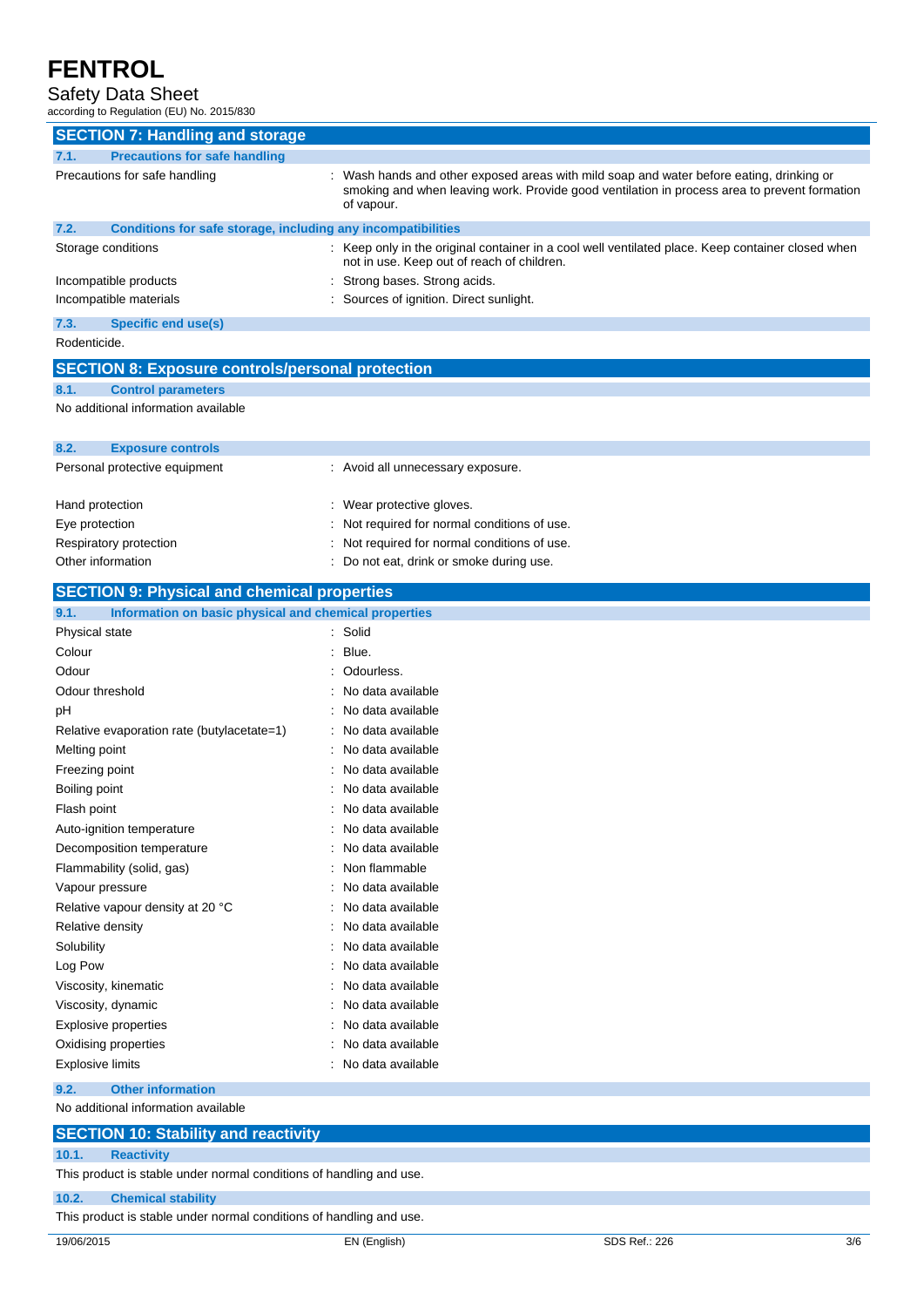## SECTION 7: Handling and storage

### 7.1. Precautions for safe handling

| | |
|---|---|
| Precautions for safe handling | : Wash hands and other exposed areas with mild soap and water before eating, drinking or smoking and when leaving work. Provide good ventilation in process area to prevent formation of vapour. |

### 7.2. Conditions for safe storage, including any incompatibilities

| | |
|---|---|
| Storage conditions | : Keep only in the original container in a cool well ventilated place. Keep container closed when not in use. Keep out of reach of children. |
| Incompatible products | : Strong bases. Strong acids. |
| Incompatible materials | : Sources of ignition. Direct sunlight. |

### 7.3. Specific end use(s)

Rodenticide.

## SECTION 8: Exposure controls/personal protection

### 8.1. Control parameters

No additional information available

### 8.2. Exposure controls

| | |
|---|---|
| Personal protective equipment | : Avoid all unnecessary exposure. |
| Hand protection | : Wear protective gloves. |
| Eye protection | : Not required for normal conditions of use. |
| Respiratory protection | : Not required for normal conditions of use. |
| Other information | : Do not eat, drink or smoke during use. |

## SECTION 9: Physical and chemical properties

### 9.1. Information on basic physical and chemical properties

| | |
|---|---|
| Physical state | : Solid |
| Colour | : Blue. |
| Odour | : Odourless. |
| Odour threshold | : No data available |
| pH | : No data available |
| Relative evaporation rate (butylacetate=1) | : No data available |
| Melting point | : No data available |
| Freezing point | : No data available |
| Boiling point | : No data available |
| Flash point | : No data available |
| Auto-ignition temperature | : No data available |
| Decomposition temperature | : No data available |
| Flammability (solid, gas) | : Non flammable |
| Vapour pressure | : No data available |
| Relative vapour density at 20 °C | : No data available |
| Relative density | : No data available |
| Solubility | : No data available |
| Log Pow | : No data available |
| Viscosity, kinematic | : No data available |
| Viscosity, dynamic | : No data available |
| Explosive properties | : No data available |
| Oxidising properties | : No data available |
| Explosive limits | : No data available |

### 9.2. Other information

No additional information available

## SECTION 10: Stability and reactivity

### 10.1. Reactivity

This product is stable under normal conditions of handling and use.

### 10.2. Chemical stability

This product is stable under normal conditions of handling and use.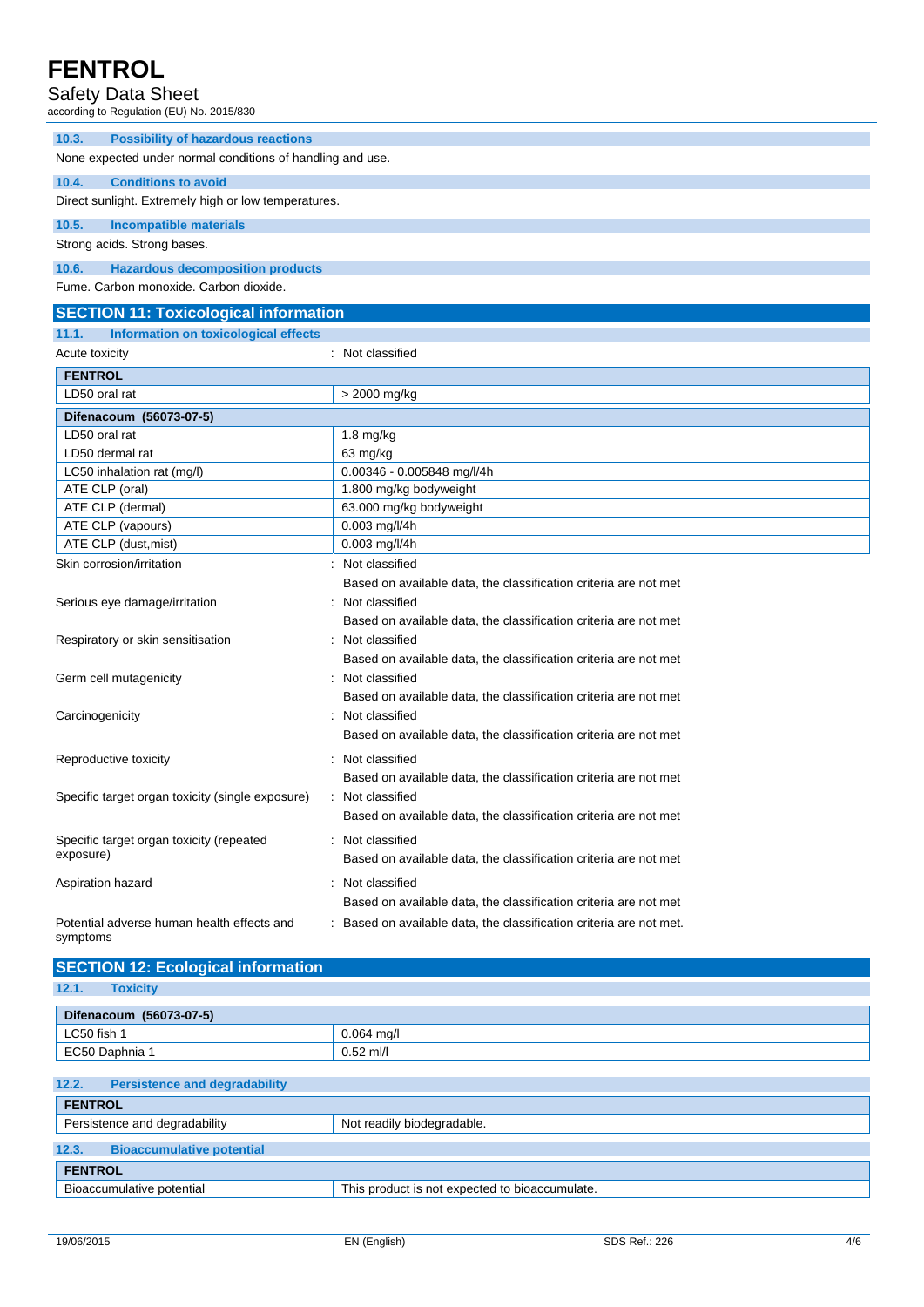### 10.3. Possibility of hazardous reactions

None expected under normal conditions of handling and use.

### 10.4. Conditions to avoid

Direct sunlight. Extremely high or low temperatures.

### 10.5. Incompatible materials

Strong acids. Strong bases.

### 10.6. Hazardous decomposition products

Fume. Carbon monoxide. Carbon dioxide.

## SECTION 11: Toxicological information

### 11.1. Information on toxicological effects

Acute toxicity : Not classified

| FENTROL | |
|---|---|
| LD50 oral rat | > 2000 mg/kg |

| Difenacoum (56073-07-5) | |
|---|---|
| LD50 oral rat | 1.8 mg/kg |
| LD50 dermal rat | 63 mg/kg |
| LC50 inhalation rat (mg/l) | 0.00346 - 0.005848 mg/l/4h |
| ATE CLP (oral) | 1.800 mg/kg bodyweight |
| ATE CLP (dermal) | 63.000 mg/kg bodyweight |
| ATE CLP (vapours) | 0.003 mg/l/4h |
| ATE CLP (dust,mist) | 0.003 mg/l/4h |

Skin corrosion/irritation : Not classified
Based on available data, the classification criteria are not met

Serious eye damage/irritation : Not classified
Based on available data, the classification criteria are not met

Respiratory or skin sensitisation : Not classified
Based on available data, the classification criteria are not met

Germ cell mutagenicity : Not classified
Based on available data, the classification criteria are not met

Carcinogenicity : Not classified
Based on available data, the classification criteria are not met

Reproductive toxicity : Not classified
Based on available data, the classification criteria are not met

Specific target organ toxicity (single exposure) : Not classified
Based on available data, the classification criteria are not met

Specific target organ toxicity (repeated exposure) : Not classified
Based on available data, the classification criteria are not met

Aspiration hazard : Not classified
Based on available data, the classification criteria are not met

Potential adverse human health effects and symptoms : Based on available data, the classification criteria are not met.

## SECTION 12: Ecological information

### 12.1. Toxicity

| Difenacoum (56073-07-5) | |
|---|---|
| LC50 fish 1 | 0.064 mg/l |
| EC50 Daphnia 1 | 0.52 ml/l |

### 12.2. Persistence and degradability

| FENTROL | |
|---|---|
| Persistence and degradability | Not readily biodegradable. |

### 12.3. Bioaccumulative potential

| FENTROL | |
|---|---|
| Bioaccumulative potential | This product is not expected to bioaccumulate. |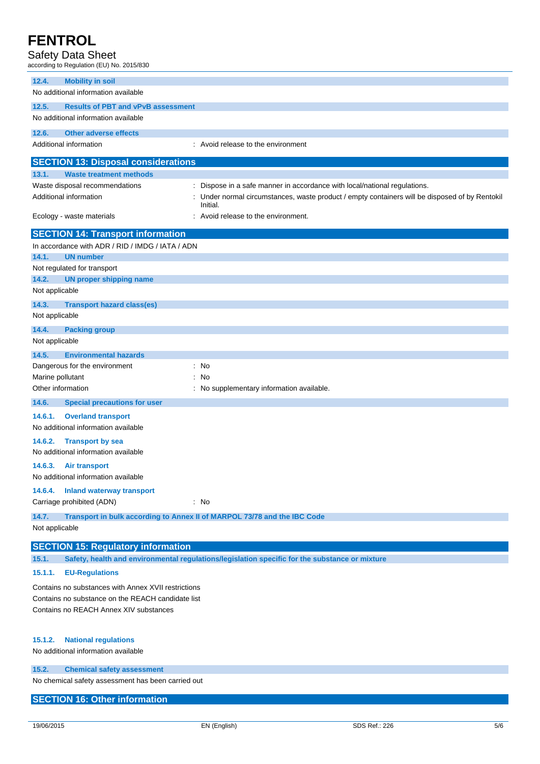### 12.4. Mobility in soil

No additional information available

### 12.5. Results of PBT and vPvB assessment

No additional information available

### 12.6. Other adverse effects

Additional information : Avoid release to the environment

## SECTION 13: Disposal considerations

### 13.1. Waste treatment methods

Waste disposal recommendations : Dispose in a safe manner in accordance with local/national regulations.

Additional information : Under normal circumstances, waste product / empty containers will be disposed of by Rentokil Initial.

Ecology - waste materials : Avoid release to the environment.

## SECTION 14: Transport information

In accordance with ADR / RID / IMDG / IATA / ADN

### 14.1. UN number

Not regulated for transport

### 14.2. UN proper shipping name

Not applicable

### 14.3. Transport hazard class(es)

Not applicable

### 14.4. Packing group

Not applicable

### 14.5. Environmental hazards

Dangerous for the environment : No

Marine pollutant : No

Other information : No supplementary information available.

### 14.6. Special precautions for user

#### 14.6.1. Overland transport

No additional information available

#### 14.6.2. Transport by sea

No additional information available

#### 14.6.3. Air transport

No additional information available

#### 14.6.4. Inland waterway transport

Carriage prohibited (ADN) : No

### 14.7. Transport in bulk according to Annex II of MARPOL 73/78 and the IBC Code

Not applicable

## SECTION 15: Regulatory information

### 15.1. Safety, health and environmental regulations/legislation specific for the substance or mixture

#### 15.1.1. EU-Regulations

Contains no substances with Annex XVII restrictions

Contains no substance on the REACH candidate list

Contains no REACH Annex XIV substances

#### 15.1.2. National regulations

No additional information available

### 15.2. Chemical safety assessment

No chemical safety assessment has been carried out

## SECTION 16: Other information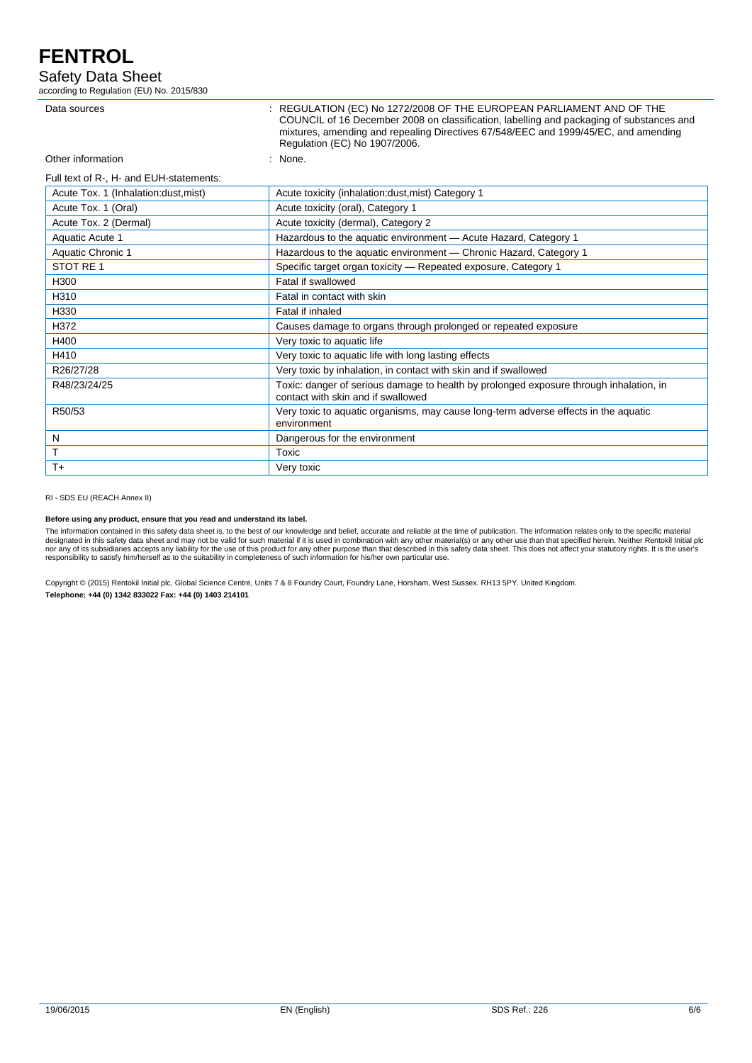| | |
|---|---|
| Data sources | : REGULATION (EC) No 1272/2008 OF THE EUROPEAN PARLIAMENT AND OF THE COUNCIL of 16 December 2008 on classification, labelling and packaging of substances and mixtures, amending and repealing Directives 67/548/EEC and 1999/45/EC, and amending Regulation (EC) No 1907/2006. |
| Other information | : None. |

Full text of R-, H- and EUH-statements:

| | |
|---|---|
| Acute Tox. 1 (Inhalation:dust,mist) | Acute toxicity (inhalation:dust,mist) Category 1 |
| Acute Tox. 1 (Oral) | Acute toxicity (oral), Category 1 |
| Acute Tox. 2 (Dermal) | Acute toxicity (dermal), Category 2 |
| Aquatic Acute 1 | Hazardous to the aquatic environment — Acute Hazard, Category 1 |
| Aquatic Chronic 1 | Hazardous to the aquatic environment — Chronic Hazard, Category 1 |
| STOT RE 1 | Specific target organ toxicity — Repeated exposure, Category 1 |
| H300 | Fatal if swallowed |
| H310 | Fatal in contact with skin |
| H330 | Fatal if inhaled |
| H372 | Causes damage to organs through prolonged or repeated exposure |
| H400 | Very toxic to aquatic life |
| H410 | Very toxic to aquatic life with long lasting effects |
| R26/27/28 | Very toxic by inhalation, in contact with skin and if swallowed |
| R48/23/24/25 | Toxic: danger of serious damage to health by prolonged exposure through inhalation, in contact with skin and if swallowed |
| R50/53 | Very toxic to aquatic organisms, may cause long-term adverse effects in the aquatic environment |
| N | Dangerous for the environment |
| T | Toxic |
| T+ | Very toxic |

RI - SDS EU (REACH Annex II)

**Before using any product, ensure that you read and understand its label.**

The information contained in this safety data sheet is, to the best of our knowledge and belief, accurate and reliable at the time of publication. The information relates only to the specific material designated in this safety data sheet and may not be valid for such material if it is used in combination with any other material(s) or any other use than that specified herein. Neither Rentokil Initial plc nor any of its subsidiaries accepts any liability for the use of this product for any other purpose than that described in this safety data sheet. This does not affect your statutory rights. It is the user's responsibility to satisfy him/herself as to the suitability in completeness of such information for his/her own particular use.

Copyright © (2015) Rentokil Initial plc, Global Science Centre, Units 7 & 8 Foundry Court, Foundry Lane, Horsham, West Sussex. RH13 5PY. United Kingdom.

**Telephone: +44 (0) 1342 833022 Fax: +44 (0) 1403 214101**